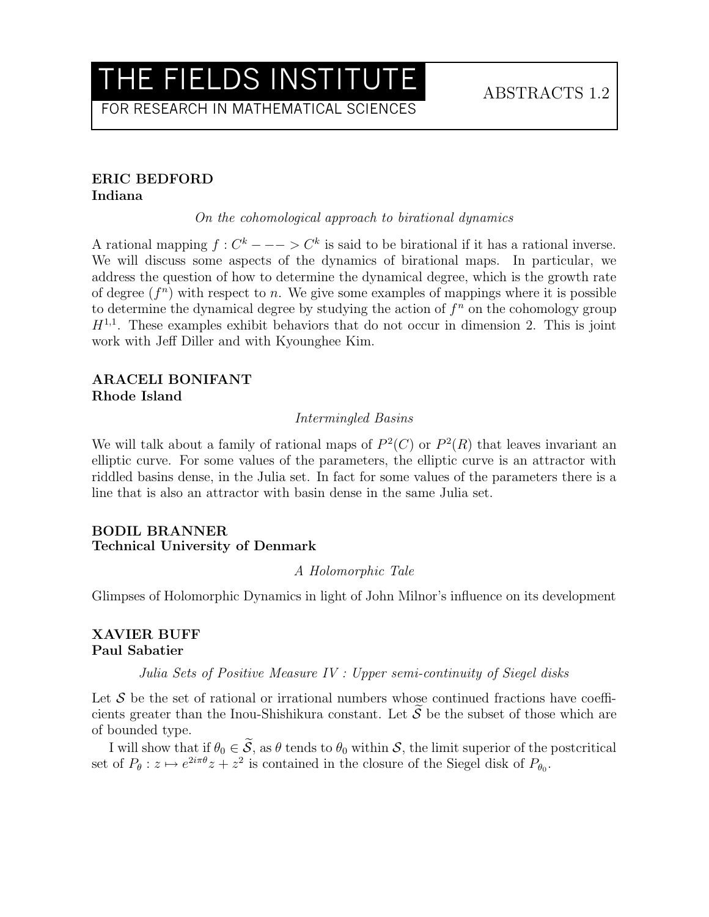# THE FIELDS INSTITUTE

FOR RESEARCH IN MATHEMATICAL SCIENCES

ABSTRACTS 1.2

**ERIC BEDFORD**
**Indiana**

*On the cohomological approach to birational dynamics*

A rational mapping $f : C^k - -- > C^k$ is said to be birational if it has a rational inverse. We will discuss some aspects of the dynamics of birational maps. In particular, we address the question of how to determine the dynamical degree, which is the growth rate of degree $(f^n)$ with respect to $n$. We give some examples of mappings where it is possible to determine the dynamical degree by studying the action of $f^n$ on the cohomology group $H^{1,1}$. These examples exhibit behaviors that do not occur in dimension 2. This is joint work with Jeff Diller and with Kyounghee Kim.

**ARACELI BONIFANT**
**Rhode Island**

*Intermingled Basins*

We will talk about a family of rational maps of $P^2(C)$ or $P^2(R)$ that leaves invariant an elliptic curve. For some values of the parameters, the elliptic curve is an attractor with riddled basins dense, in the Julia set. In fact for some values of the parameters there is a line that is also an attractor with basin dense in the same Julia set.

**BODIL BRANNER**
**Technical University of Denmark**

*A Holomorphic Tale*

Glimpses of Holomorphic Dynamics in light of John Milnor's influence on its development

**XAVIER BUFF**
**Paul Sabatier**

*Julia Sets of Positive Measure IV : Upper semi-continuity of Siegel disks*

Let $\mathcal{S}$ be the set of rational or irrational numbers whose continued fractions have coefficients greater than the Inou-Shishikura constant. Let $\widetilde{\mathcal{S}}$ be the subset of those which are of bounded type.

I will show that if $\theta_0 \in \widetilde{\mathcal{S}}$, as $\theta$ tends to $\theta_0$ within $\mathcal{S}$, the limit superior of the postcritical set of $P_\theta : z \mapsto e^{2i\pi\theta}z + z^2$ is contained in the closure of the Siegel disk of $P_{\theta_0}$.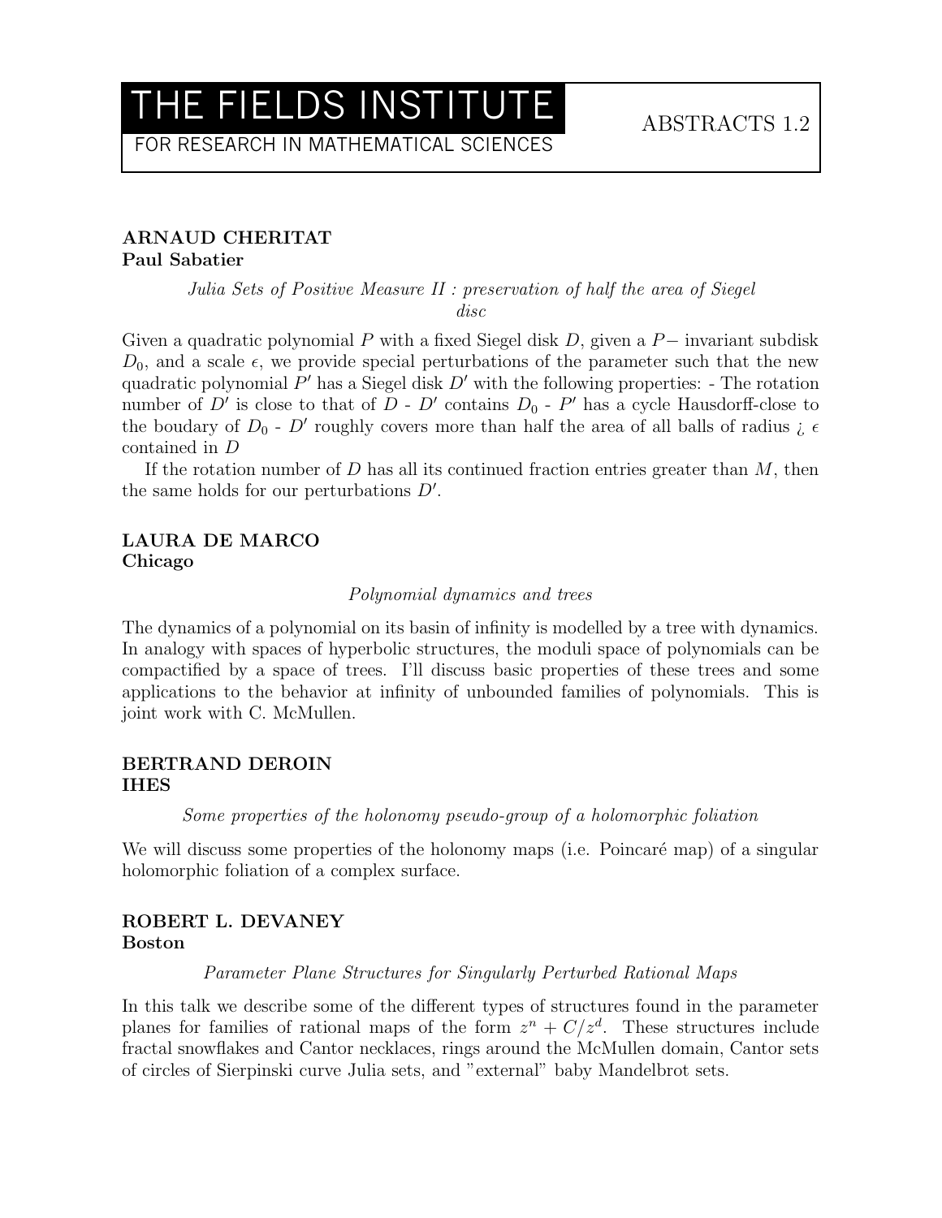**ARNAUD CHERITAT**
**Paul Sabatier**

*Julia Sets of Positive Measure II : preservation of half the area of Siegel disc*

Given a quadratic polynomial $P$ with a fixed Siegel disk $D$, given a $P-$ invariant subdisk $D_0$, and a scale $\epsilon$, we provide special perturbations of the parameter such that the new quadratic polynomial $P'$ has a Siegel disk $D'$ with the following properties: - The rotation number of $D'$ is close to that of $D$ - $D'$ contains $D_0$ - $P'$ has a cycle Hausdorff-close to the boudary of $D_0$ - $D'$ roughly covers more than half the area of all balls of radius ¿ $\epsilon$ contained in $D$

If the rotation number of $D$ has all its continued fraction entries greater than $M$, then the same holds for our perturbations $D'$.

**LAURA DE MARCO**
**Chicago**

*Polynomial dynamics and trees*

The dynamics of a polynomial on its basin of infinity is modelled by a tree with dynamics. In analogy with spaces of hyperbolic structures, the moduli space of polynomials can be compactified by a space of trees. I'll discuss basic properties of these trees and some applications to the behavior at infinity of unbounded families of polynomials. This is joint work with C. McMullen.

**BERTRAND DEROIN**
**IHES**

*Some properties of the holonomy pseudo-group of a holomorphic foliation*

We will discuss some properties of the holonomy maps (i.e. Poincaré map) of a singular holomorphic foliation of a complex surface.

**ROBERT L. DEVANEY**
**Boston**

*Parameter Plane Structures for Singularly Perturbed Rational Maps*

In this talk we describe some of the different types of structures found in the parameter planes for families of rational maps of the form $z^n + C/z^d$. These structures include fractal snowflakes and Cantor necklaces, rings around the McMullen domain, Cantor sets of circles of Sierpinski curve Julia sets, and "external" baby Mandelbrot sets.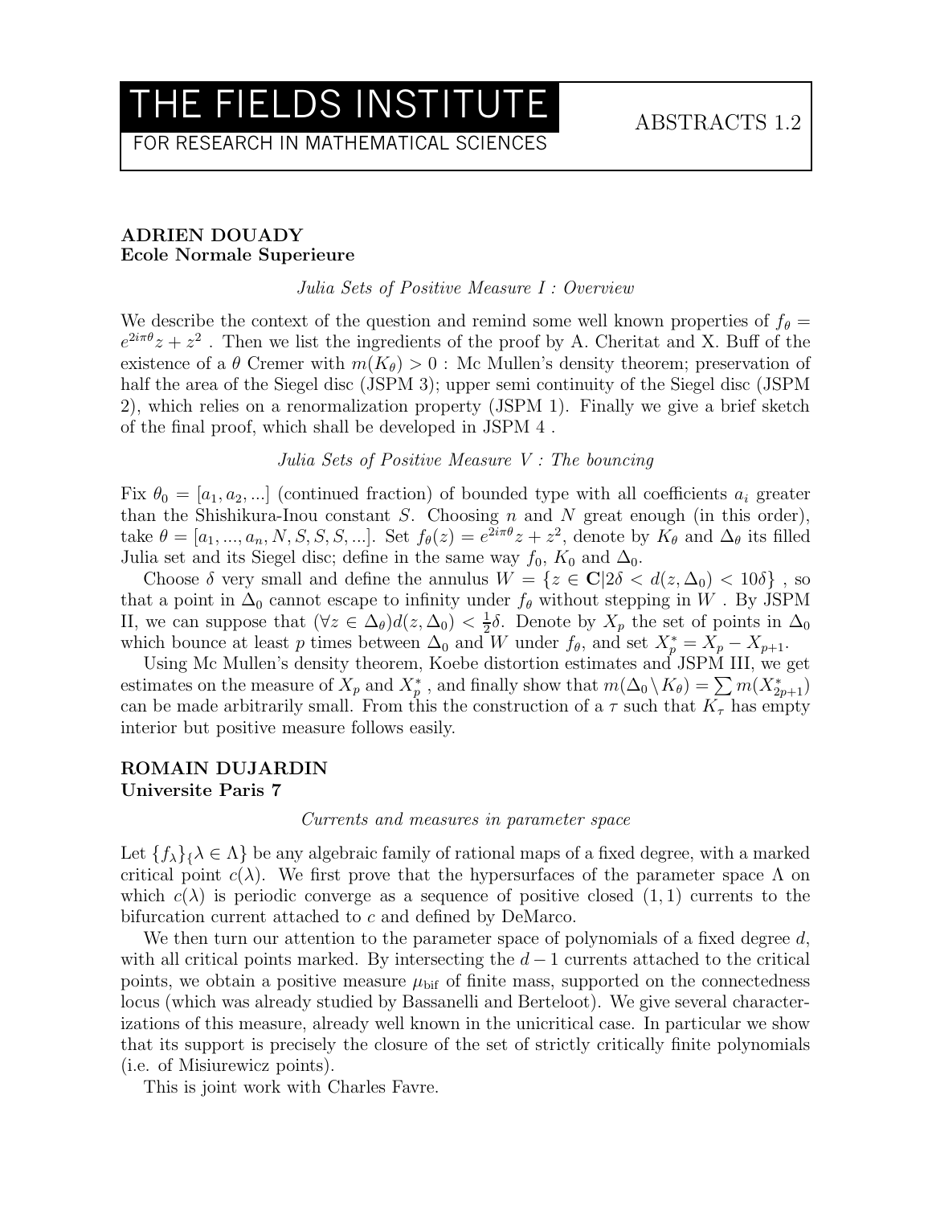**ADRIEN DOUADY**
**Ecole Normale Superieure**

*Julia Sets of Positive Measure I : Overview*

We describe the context of the question and remind some well known properties of $f_\theta = e^{2i\pi\theta}z + z^2$ . Then we list the ingredients of the proof by A. Cheritat and X. Buff of the existence of a $\theta$ Cremer with $m(K_\theta) > 0$ : Mc Mullen's density theorem; preservation of half the area of the Siegel disc (JSPM 3); upper semi continuity of the Siegel disc (JSPM 2), which relies on a renormalization property (JSPM 1). Finally we give a brief sketch of the final proof, which shall be developed in JSPM 4 .

*Julia Sets of Positive Measure V : The bouncing*

Fix $\theta_0 = [a_1, a_2, ...]$ (continued fraction) of bounded type with all coefficients $a_i$ greater than the Shishikura-Inou constant $S$. Choosing $n$ and $N$ great enough (in this order), take $\theta = [a_1, ..., a_n, N, S, S, S, ...]$. Set $f_\theta(z) = e^{2i\pi\theta}z + z^2$, denote by $K_\theta$ and $\Delta_\theta$ its filled Julia set and its Siegel disc; define in the same way $f_0$, $K_0$ and $\Delta_0$.

Choose $\delta$ very small and define the annulus $W = \{z \in \mathbf{C} | 2\delta < d(z, \Delta_0) < 10\delta\}$ , so that a point in $\Delta_0$ cannot escape to infinity under $f_\theta$ without stepping in $W$ . By JSPM II, we can suppose that $(\forall z \in \Delta_\theta) d(z, \Delta_0) < \frac{1}{2}\delta$. Denote by $X_p$ the set of points in $\Delta_0$ which bounce at least $p$ times between $\Delta_0$ and $W$ under $f_\theta$, and set $X_p^* = X_p - X_{p+1}$.

Using Mc Mullen's density theorem, Koebe distortion estimates and JSPM III, we get estimates on the measure of $X_p$ and $X_p^*$ , and finally show that $m(\Delta_0 \setminus K_\theta) = \sum m(X_{2p+1}^*)$ can be made arbitrarily small. From this the construction of a $\tau$ such that $K_\tau$ has empty interior but positive measure follows easily.

**ROMAIN DUJARDIN**
**Universite Paris 7**

*Currents and measures in parameter space*

Let $\{f_\lambda\}_{\{}\lambda \in \Lambda\}$ be any algebraic family of rational maps of a fixed degree, with a marked critical point $c(\lambda)$. We first prove that the hypersurfaces of the parameter space $\Lambda$ on which $c(\lambda)$ is periodic converge as a sequence of positive closed $(1, 1)$ currents to the bifurcation current attached to $c$ and defined by DeMarco.

We then turn our attention to the parameter space of polynomials of a fixed degree $d$, with all critical points marked. By intersecting the $d - 1$ currents attached to the critical points, we obtain a positive measure $\mu_{\text{bif}}$ of finite mass, supported on the connectedness locus (which was already studied by Bassanelli and Berteloot). We give several characterizations of this measure, already well known in the unicritical case. In particular we show that its support is precisely the closure of the set of strictly critically finite polynomials (i.e. of Misiurewicz points).

This is joint work with Charles Favre.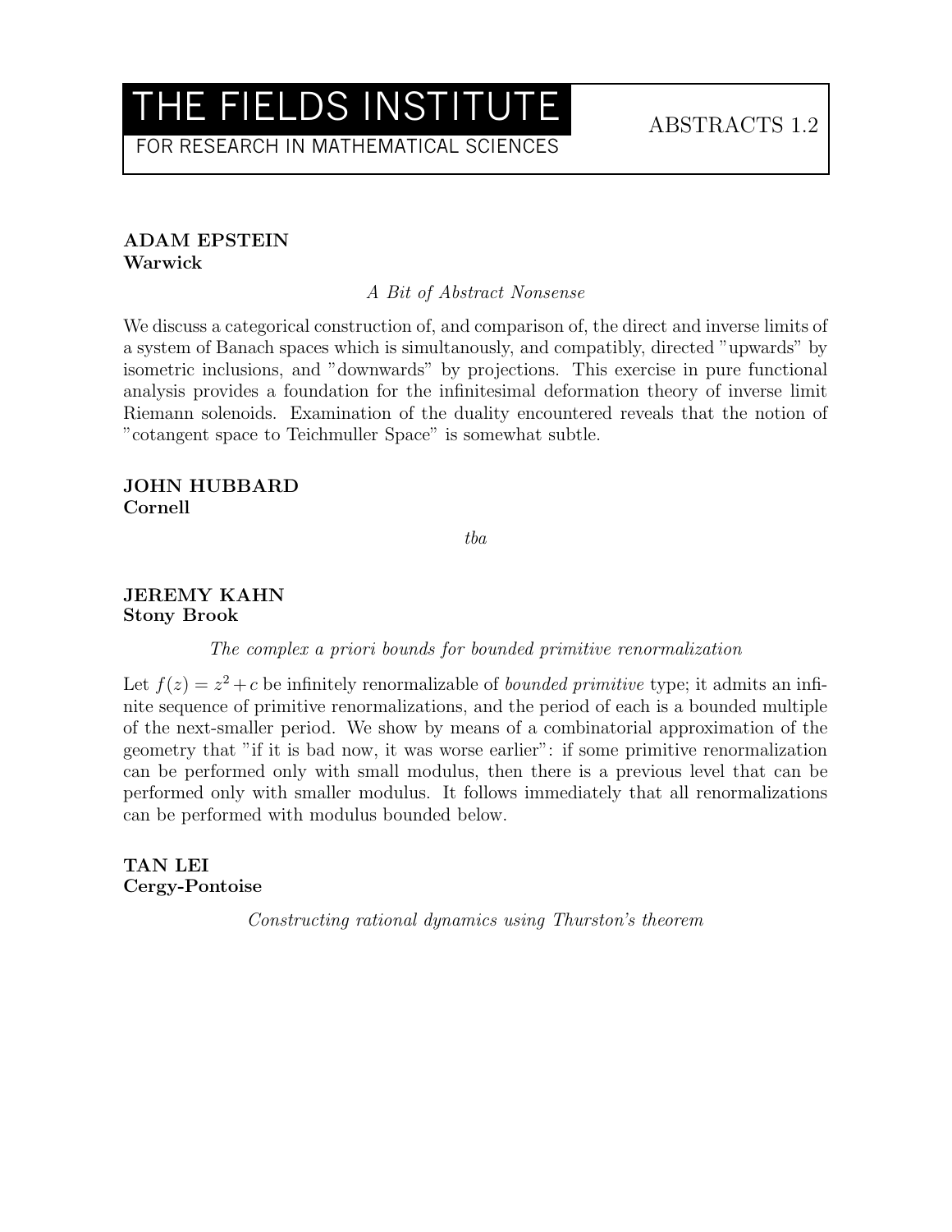# THE FIELDS INSTITUTE

FOR RESEARCH IN MATHEMATICAL SCIENCES

ABSTRACTS 1.2

**ADAM EPSTEIN**
**Warwick**

*A Bit of Abstract Nonsense*

We discuss a categorical construction of, and comparison of, the direct and inverse limits of a system of Banach spaces which is simultanously, and compatibly, directed "upwards" by isometric inclusions, and "downwards" by projections. This exercise in pure functional analysis provides a foundation for the infinitesimal deformation theory of inverse limit Riemann solenoids. Examination of the duality encountered reveals that the notion of "cotangent space to Teichmuller Space" is somewhat subtle.

**JOHN HUBBARD**
**Cornell**

*tba*

**JEREMY KAHN**
**Stony Brook**

*The complex a priori bounds for bounded primitive renormalization*

Let $f(z) = z^2 + c$ be infinitely renormalizable of *bounded primitive* type; it admits an infinite sequence of primitive renormalizations, and the period of each is a bounded multiple of the next-smaller period. We show by means of a combinatorial approximation of the geometry that "if it is bad now, it was worse earlier": if some primitive renormalization can be performed only with small modulus, then there is a previous level that can be performed only with smaller modulus. It follows immediately that all renormalizations can be performed with modulus bounded below.

**TAN LEI**
**Cergy-Pontoise**

*Constructing rational dynamics using Thurston's theorem*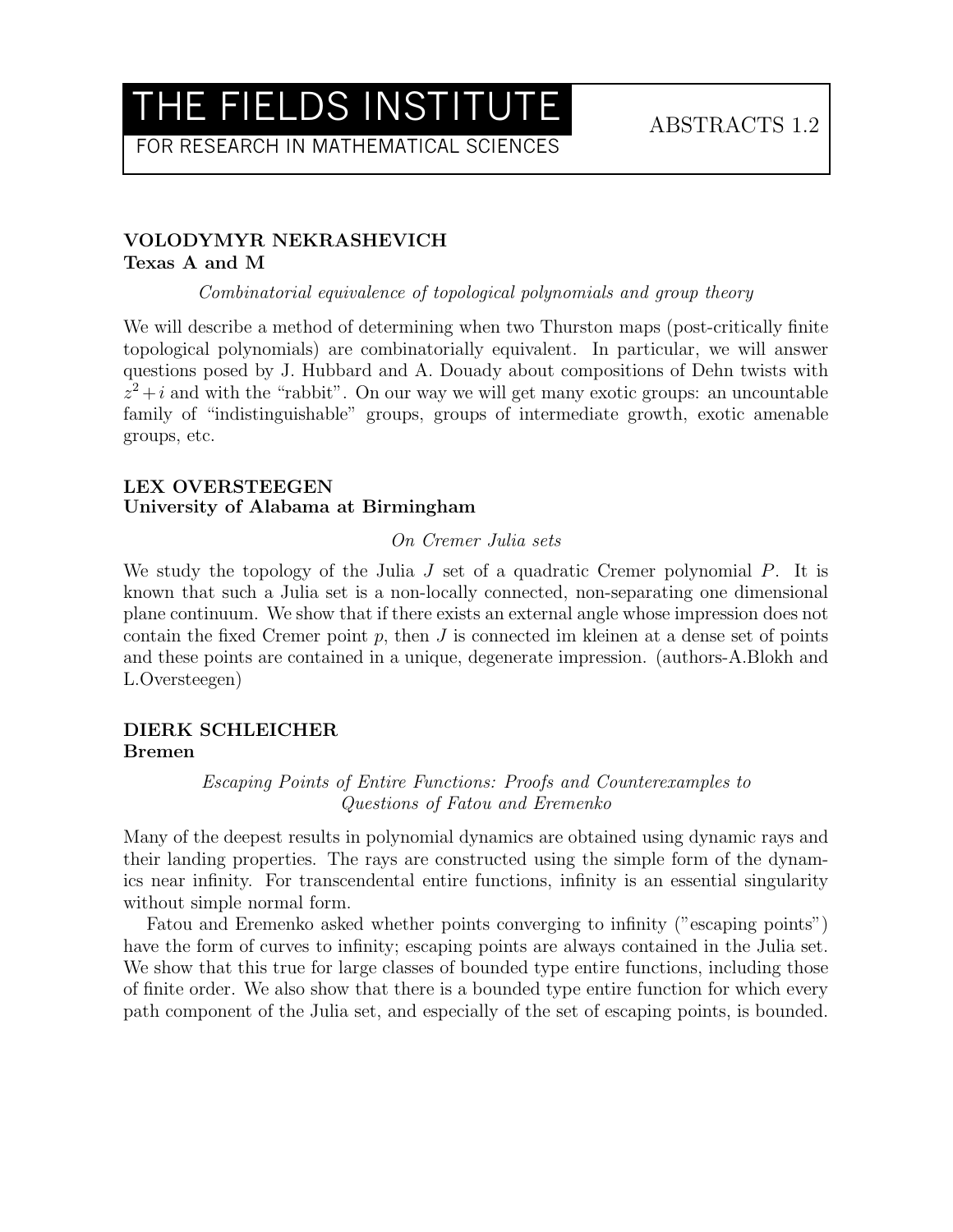**VOLODYMYR NEKRASHEVICH**
**Texas A and M**

*Combinatorial equivalence of topological polynomials and group theory*

We will describe a method of determining when two Thurston maps (post-critically finite topological polynomials) are combinatorially equivalent. In particular, we will answer questions posed by J. Hubbard and A. Douady about compositions of Dehn twists with $z^2 + i$ and with the "rabbit". On our way we will get many exotic groups: an uncountable family of "indistinguishable" groups, groups of intermediate growth, exotic amenable groups, etc.

**LEX OVERSTEEGEN**
**University of Alabama at Birmingham**

*On Cremer Julia sets*

We study the topology of the Julia $J$ set of a quadratic Cremer polynomial $P$. It is known that such a Julia set is a non-locally connected, non-separating one dimensional plane continuum. We show that if there exists an external angle whose impression does not contain the fixed Cremer point $p$, then $J$ is connected im kleinen at a dense set of points and these points are contained in a unique, degenerate impression. (authors-A.Blokh and L.Oversteegen)

**DIERK SCHLEICHER**
**Bremen**

*Escaping Points of Entire Functions: Proofs and Counterexamples to Questions of Fatou and Eremenko*

Many of the deepest results in polynomial dynamics are obtained using dynamic rays and their landing properties. The rays are constructed using the simple form of the dynamics near infinity. For transcendental entire functions, infinity is an essential singularity without simple normal form.

Fatou and Eremenko asked whether points converging to infinity ("escaping points") have the form of curves to infinity; escaping points are always contained in the Julia set. We show that this true for large classes of bounded type entire functions, including those of finite order. We also show that there is a bounded type entire function for which every path component of the Julia set, and especially of the set of escaping points, is bounded.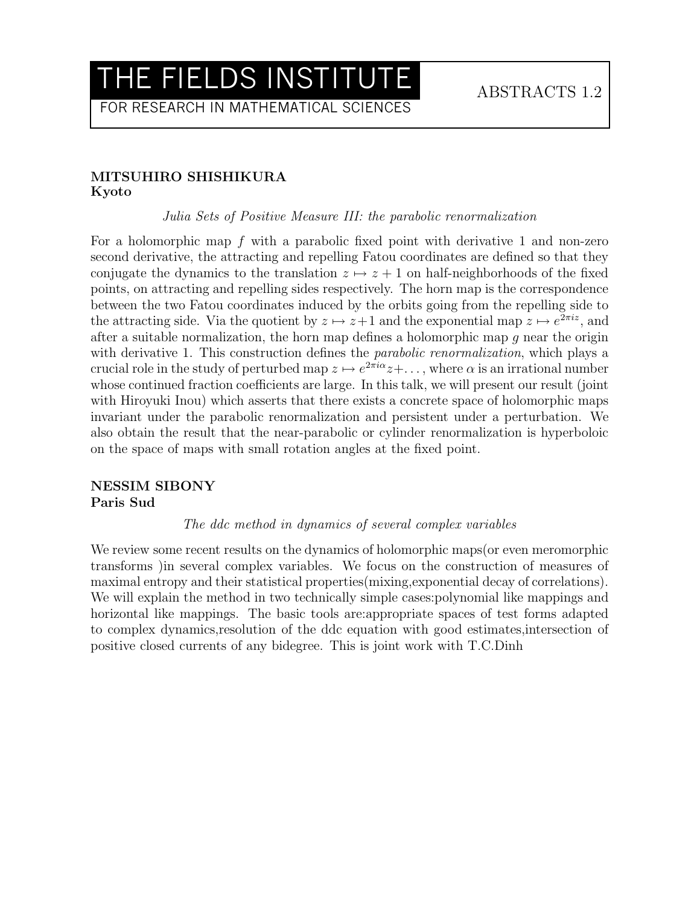**MITSUHIRO SHISHIKURA**
**Kyoto**

*Julia Sets of Positive Measure III: the parabolic renormalization*

For a holomorphic map $f$ with a parabolic fixed point with derivative 1 and non-zero second derivative, the attracting and repelling Fatou coordinates are defined so that they conjugate the dynamics to the translation $z \mapsto z + 1$ on half-neighborhoods of the fixed points, on attracting and repelling sides respectively. The horn map is the correspondence between the two Fatou coordinates induced by the orbits going from the repelling side to the attracting side. Via the quotient by $z \mapsto z+1$ and the exponential map $z \mapsto e^{2\pi i z}$, and after a suitable normalization, the horn map defines a holomorphic map $g$ near the origin with derivative 1. This construction defines the *parabolic renormalization*, which plays a crucial role in the study of perturbed map $z \mapsto e^{2\pi i \alpha} z + \dots$, where $\alpha$ is an irrational number whose continued fraction coefficients are large. In this talk, we will present our result (joint with Hiroyuki Inou) which asserts that there exists a concrete space of holomorphic maps invariant under the parabolic renormalization and persistent under a perturbation. We also obtain the result that the near-parabolic or cylinder renormalization is hyperboloic on the space of maps with small rotation angles at the fixed point.

**NESSIM SIBONY**
**Paris Sud**

*The ddc method in dynamics of several complex variables*

We review some recent results on the dynamics of holomorphic maps(or even meromorphic transforms )in several complex variables. We focus on the construction of measures of maximal entropy and their statistical properties(mixing,exponential decay of correlations). We will explain the method in two technically simple cases:polynomial like mappings and horizontal like mappings. The basic tools are:appropriate spaces of test forms adapted to complex dynamics,resolution of the ddc equation with good estimates,intersection of positive closed currents of any bidegree. This is joint work with T.C.Dinh